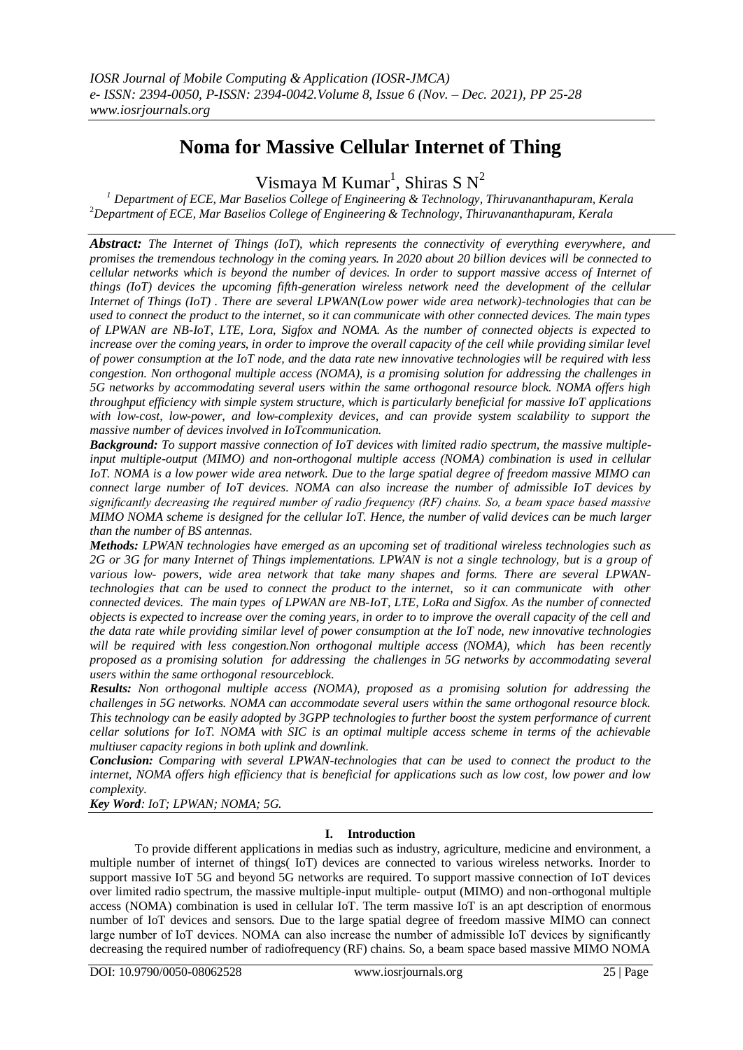# Noma for Massive Cellular Internet of Thing

Vismaya M Kumar[1], Shiras S N[2]

[1] *Department of ECE, Mar Baselios College of Engineering & Technology, Thiruvananthapuram, Kerala*
[2]*Department of ECE, Mar Baselios College of Engineering & Technology, Thiruvananthapuram, Kerala*

***Abstract:*** *The Internet of Things (IoT), which represents the connectivity of everything everywhere, and promises the tremendous technology in the coming years. In 2020 about 20 billion devices will be connected to cellular networks which is beyond the number of devices. In order to support massive access of Internet of things (IoT) devices the upcoming fifth-generation wireless network need the development of the cellular Internet of Things (IoT) . There are several LPWAN(Low power wide area network)-technologies that can be used to connect the product to the internet, so it can communicate with other connected devices. The main types of LPWAN are NB-IoT, LTE, Lora, Sigfox and NOMA. As the number of connected objects is expected to increase over the coming years, in order to improve the overall capacity of the cell while providing similar level of power consumption at the IoT node, and the data rate new innovative technologies will be required with less congestion. Non orthogonal multiple access (NOMA), is a promising solution for addressing the challenges in 5G networks by accommodating several users within the same orthogonal resource block. NOMA offers high throughput efficiency with simple system structure, which is particularly beneficial for massive IoT applications with low-cost, low-power, and low-complexity devices, and can provide system scalability to support the massive number of devices involved in IoTcommunication.*

***Background:*** *To support massive connection of IoT devices with limited radio spectrum, the massive multiple-input multiple-output (MIMO) and non-orthogonal multiple access (NOMA) combination is used in cellular IoT. NOMA is a low power wide area network. Due to the large spatial degree of freedom massive MIMO can connect large number of IoT devices. NOMA can also increase the number of admissible IoT devices by significantly decreasing the required number of radio frequency (RF) chains. So, a beam space based massive MIMO NOMA scheme is designed for the cellular IoT. Hence, the number of valid devices can be much larger than the number of BS antennas.*

***Methods:*** *LPWAN technologies have emerged as an upcoming set of traditional wireless technologies such as 2G or 3G for many Internet of Things implementations. LPWAN is not a single technology, but is a group of various low- powers, wide area network that take many shapes and forms. There are several LPWAN-technologies that can be used to connect the product to the internet, so it can communicate with other connected devices. The main types of LPWAN are NB-IoT, LTE, LoRa and Sigfox. As the number of connected objects is expected to increase over the coming years, in order to to improve the overall capacity of the cell and the data rate while providing similar level of power consumption at the IoT node, new innovative technologies will be required with less congestion.Non orthogonal multiple access (NOMA), which has been recently proposed as a promising solution for addressing the challenges in 5G networks by accommodating several users within the same orthogonal resourceblock.*

***Results:*** *Non orthogonal multiple access (NOMA), proposed as a promising solution for addressing the challenges in 5G networks. NOMA can accommodate several users within the same orthogonal resource block. This technology can be easily adopted by 3GPP technologies to further boost the system performance of current cellar solutions for IoT. NOMA with SIC is an optimal multiple access scheme in terms of the achievable multiuser capacity regions in both uplink and downlink.*

***Conclusion:*** *Comparing with several LPWAN-technologies that can be used to connect the product to the internet, NOMA offers high efficiency that is beneficial for applications such as low cost, low power and low complexity.*

***Key Word****: IoT; LPWAN; NOMA; 5G.*

## I. Introduction

To provide different applications in medias such as industry, agriculture, medicine and environment, a multiple number of internet of things( IoT) devices are connected to various wireless networks. Inorder to support massive IoT 5G and beyond 5G networks are required. To support massive connection of IoT devices over limited radio spectrum, the massive multiple-input multiple- output (MIMO) and non-orthogonal multiple access (NOMA) combination is used in cellular IoT. The term massive IoT is an apt description of enormous number of IoT devices and sensors. Due to the large spatial degree of freedom massive MIMO can connect large number of IoT devices. NOMA can also increase the number of admissible IoT devices by significantly decreasing the required number of radiofrequency (RF) chains. So, a beam space based massive MIMO NOMA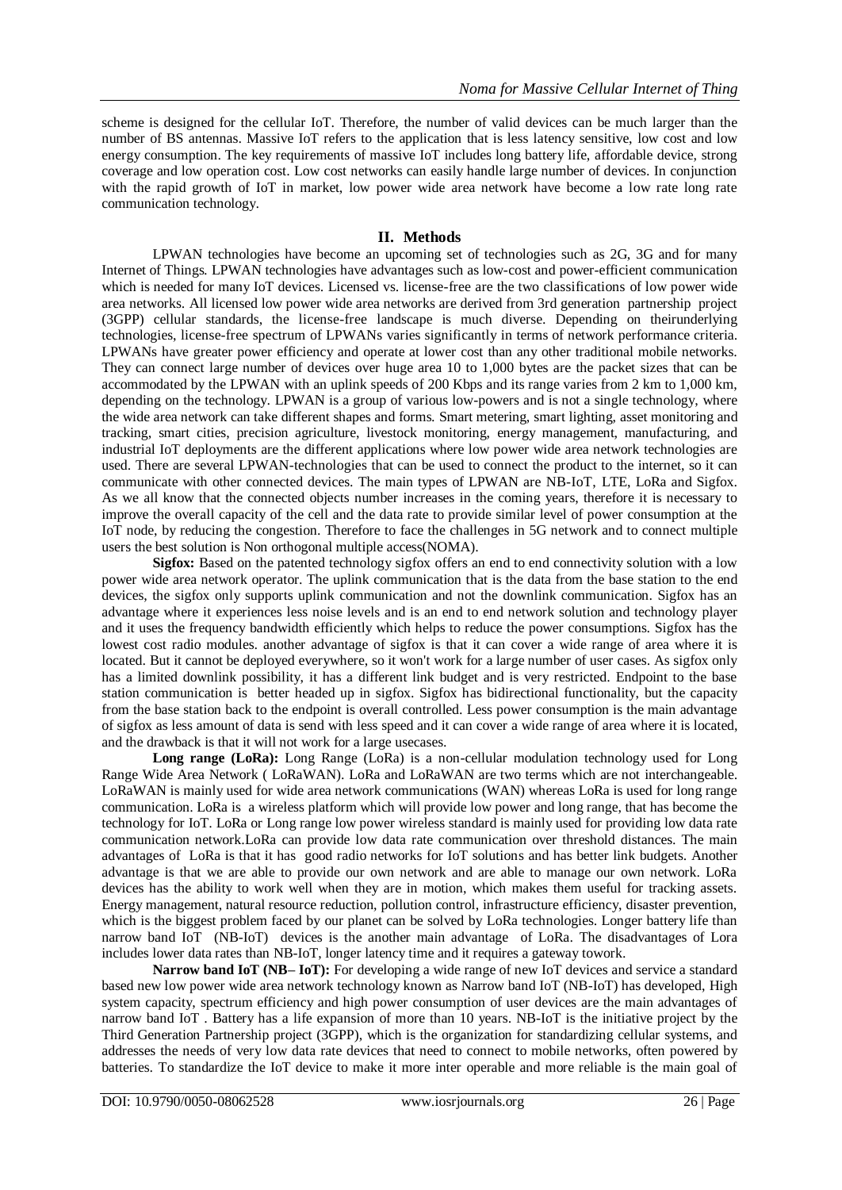scheme is designed for the cellular IoT. Therefore, the number of valid devices can be much larger than the number of BS antennas. Massive IoT refers to the application that is less latency sensitive, low cost and low energy consumption. The key requirements of massive IoT includes long battery life, affordable device, strong coverage and low operation cost. Low cost networks can easily handle large number of devices. In conjunction with the rapid growth of IoT in market, low power wide area network have become a low rate long rate communication technology.

## II. Methods

LPWAN technologies have become an upcoming set of technologies such as 2G, 3G and for many Internet of Things. LPWAN technologies have advantages such as low-cost and power-efficient communication which is needed for many IoT devices. Licensed vs. license-free are the two classifications of low power wide area networks. All licensed low power wide area networks are derived from 3rd generation partnership project (3GPP) cellular standards, the license-free landscape is much diverse. Depending on theirunderlying technologies, license-free spectrum of LPWANs varies significantly in terms of network performance criteria. LPWANs have greater power efficiency and operate at lower cost than any other traditional mobile networks. They can connect large number of devices over huge area 10 to 1,000 bytes are the packet sizes that can be accommodated by the LPWAN with an uplink speeds of 200 Kbps and its range varies from 2 km to 1,000 km, depending on the technology. LPWAN is a group of various low-powers and is not a single technology, where the wide area network can take different shapes and forms. Smart metering, smart lighting, asset monitoring and tracking, smart cities, precision agriculture, livestock monitoring, energy management, manufacturing, and industrial IoT deployments are the different applications where low power wide area network technologies are used. There are several LPWAN-technologies that can be used to connect the product to the internet, so it can communicate with other connected devices. The main types of LPWAN are NB-IoT, LTE, LoRa and Sigfox. As we all know that the connected objects number increases in the coming years, therefore it is necessary to improve the overall capacity of the cell and the data rate to provide similar level of power consumption at the IoT node, by reducing the congestion. Therefore to face the challenges in 5G network and to connect multiple users the best solution is Non orthogonal multiple access(NOMA).

**Sigfox:** Based on the patented technology sigfox offers an end to end connectivity solution with a low power wide area network operator. The uplink communication that is the data from the base station to the end devices, the sigfox only supports uplink communication and not the downlink communication. Sigfox has an advantage where it experiences less noise levels and is an end to end network solution and technology player and it uses the frequency bandwidth efficiently which helps to reduce the power consumptions. Sigfox has the lowest cost radio modules. another advantage of sigfox is that it can cover a wide range of area where it is located. But it cannot be deployed everywhere, so it won't work for a large number of user cases. As sigfox only has a limited downlink possibility, it has a different link budget and is very restricted. Endpoint to the base station communication is better headed up in sigfox. Sigfox has bidirectional functionality, but the capacity from the base station back to the endpoint is overall controlled. Less power consumption is the main advantage of sigfox as less amount of data is send with less speed and it can cover a wide range of area where it is located, and the drawback is that it will not work for a large usecases.

**Long range (LoRa):** Long Range (LoRa) is a non-cellular modulation technology used for Long Range Wide Area Network ( LoRaWAN). LoRa and LoRaWAN are two terms which are not interchangeable. LoRaWAN is mainly used for wide area network communications (WAN) whereas LoRa is used for long range communication. LoRa is a wireless platform which will provide low power and long range, that has become the technology for IoT. LoRa or Long range low power wireless standard is mainly used for providing low data rate communication network.LoRa can provide low data rate communication over threshold distances. The main advantages of LoRa is that it has good radio networks for IoT solutions and has better link budgets. Another advantage is that we are able to provide our own network and are able to manage our own network. LoRa devices has the ability to work well when they are in motion, which makes them useful for tracking assets. Energy management, natural resource reduction, pollution control, infrastructure efficiency, disaster prevention, which is the biggest problem faced by our planet can be solved by LoRa technologies. Longer battery life than narrow band IoT (NB-IoT) devices is the another main advantage of LoRa. The disadvantages of Lora includes lower data rates than NB-IoT, longer latency time and it requires a gateway towork.

**Narrow band IoT (NB– IoT):** For developing a wide range of new IoT devices and service a standard based new low power wide area network technology known as Narrow band IoT (NB-IoT) has developed, High system capacity, spectrum efficiency and high power consumption of user devices are the main advantages of narrow band IoT . Battery has a life expansion of more than 10 years. NB-IoT is the initiative project by the Third Generation Partnership project (3GPP), which is the organization for standardizing cellular systems, and addresses the needs of very low data rate devices that need to connect to mobile networks, often powered by batteries. To standardize the IoT device to make it more inter operable and more reliable is the main goal of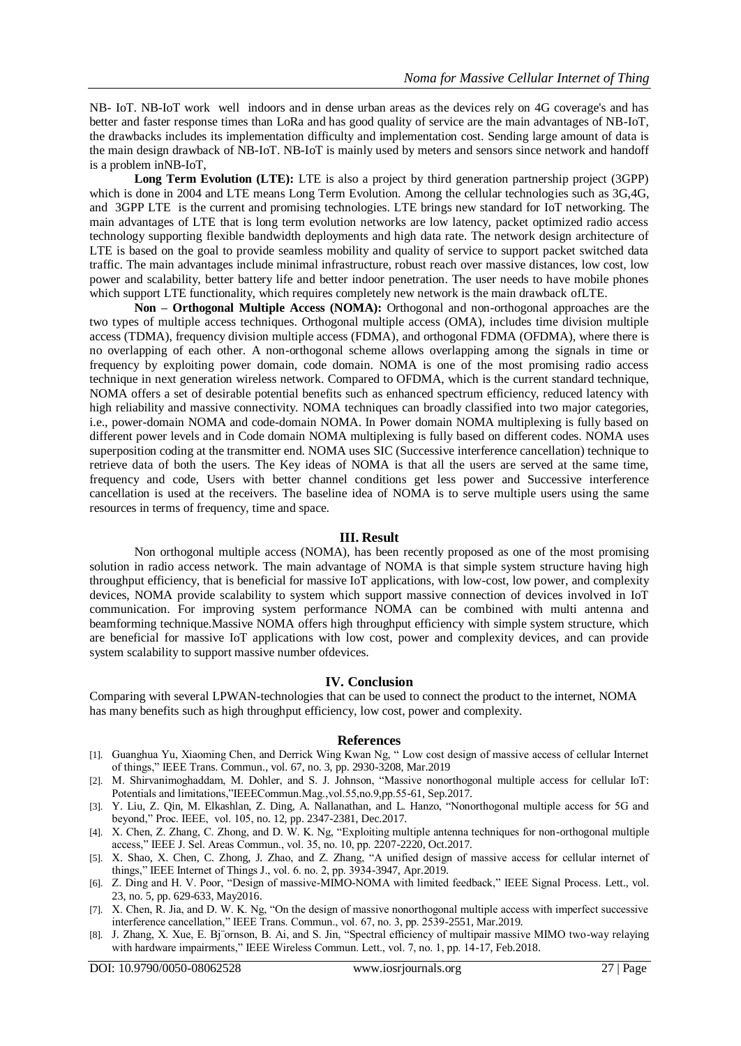NB- IoT. NB-IoT work well indoors and in dense urban areas as the devices rely on 4G coverage's and has better and faster response times than LoRa and has good quality of service are the main advantages of NB-IoT, the drawbacks includes its implementation difficulty and implementation cost. Sending large amount of data is the main design drawback of NB-IoT. NB-IoT is mainly used by meters and sensors since network and handoff is a problem inNB-IoT,

**Long Term Evolution (LTE):** LTE is also a project by third generation partnership project (3GPP) which is done in 2004 and LTE means Long Term Evolution. Among the cellular technologies such as 3G,4G, and 3GPP LTE is the current and promising technologies. LTE brings new standard for IoT networking. The main advantages of LTE that is long term evolution networks are low latency, packet optimized radio access technology supporting flexible bandwidth deployments and high data rate. The network design architecture of LTE is based on the goal to provide seamless mobility and quality of service to support packet switched data traffic. The main advantages include minimal infrastructure, robust reach over massive distances, low cost, low power and scalability, better battery life and better indoor penetration. The user needs to have mobile phones which support LTE functionality, which requires completely new network is the main drawback ofLTE.

**Non – Orthogonal Multiple Access (NOMA):** Orthogonal and non-orthogonal approaches are the two types of multiple access techniques. Orthogonal multiple access (OMA), includes time division multiple access (TDMA), frequency division multiple access (FDMA), and orthogonal FDMA (OFDMA), where there is no overlapping of each other. A non-orthogonal scheme allows overlapping among the signals in time or frequency by exploiting power domain, code domain. NOMA is one of the most promising radio access technique in next generation wireless network. Compared to OFDMA, which is the current standard technique, NOMA offers a set of desirable potential benefits such as enhanced spectrum efficiency, reduced latency with high reliability and massive connectivity. NOMA techniques can broadly classified into two major categories, i.e., power-domain NOMA and code-domain NOMA. In Power domain NOMA multiplexing is fully based on different power levels and in Code domain NOMA multiplexing is fully based on different codes. NOMA uses superposition coding at the transmitter end. NOMA uses SIC (Successive interference cancellation) technique to retrieve data of both the users. The Key ideas of NOMA is that all the users are served at the same time, frequency and code, Users with better channel conditions get less power and Successive interference cancellation is used at the receivers. The baseline idea of NOMA is to serve multiple users using the same resources in terms of frequency, time and space.

## III. Result

Non orthogonal multiple access (NOMA), has been recently proposed as one of the most promising solution in radio access network. The main advantage of NOMA is that simple system structure having high throughput efficiency, that is beneficial for massive IoT applications, with low-cost, low power, and complexity devices, NOMA provide scalability to system which support massive connection of devices involved in IoT communication. For improving system performance NOMA can be combined with multi antenna and beamforming technique.Massive NOMA offers high throughput efficiency with simple system structure, which are beneficial for massive IoT applications with low cost, power and complexity devices, and can provide system scalability to support massive number ofdevices.

## IV. Conclusion

Comparing with several LPWAN-technologies that can be used to connect the product to the internet, NOMA has many benefits such as high throughput efficiency, low cost, power and complexity.

## References

[1]. Guanghua Yu, Xiaoming Chen, and Derrick Wing Kwan Ng, " Low cost design of massive access of cellular Internet of things," IEEE Trans. Commun., vol. 67, no. 3, pp. 2930-3208, Mar.2019

[2]. M. Shirvanimoghaddam, M. Dohler, and S. J. Johnson, "Massive nonorthogonal multiple access for cellular IoT: Potentials and limitations,"IEEECommun.Mag.,vol.55,no.9,pp.55-61, Sep.2017.

[3]. Y. Liu, Z. Qin, M. Elkashlan, Z. Ding, A. Nallanathan, and L. Hanzo, "Nonorthogonal multiple access for 5G and beyond," Proc. IEEE, vol. 105, no. 12, pp. 2347-2381, Dec.2017.

[4]. X. Chen, Z. Zhang, C. Zhong, and D. W. K. Ng, "Exploiting multiple antenna techniques for non-orthogonal multiple access," IEEE J. Sel. Areas Commun., vol. 35, no. 10, pp. 2207-2220, Oct.2017.

[5]. X. Shao, X. Chen, C. Zhong, J. Zhao, and Z. Zhang, "A unified design of massive access for cellular internet of things," IEEE Internet of Things J., vol. 6. no. 2, pp. 3934-3947, Apr.2019.

[6]. Z. Ding and H. V. Poor, "Design of massive-MIMO-NOMA with limited feedback," IEEE Signal Process. Lett., vol. 23, no. 5, pp. 629-633, May2016.

[7]. X. Chen, R. Jia, and D. W. K. Ng, "On the design of massive nonorthogonal multiple access with imperfect successive interference cancellation," IEEE Trans. Commun., vol. 67, no. 3, pp. 2539-2551, Mar.2019.

[8]. J. Zhang, X. Xue, E. Bj¨ornson, B. Ai, and S. Jin, "Spectral efficiency of multipair massive MIMO two-way relaying with hardware impairments," IEEE Wireless Commun. Lett., vol. 7, no. 1, pp. 14-17, Feb.2018.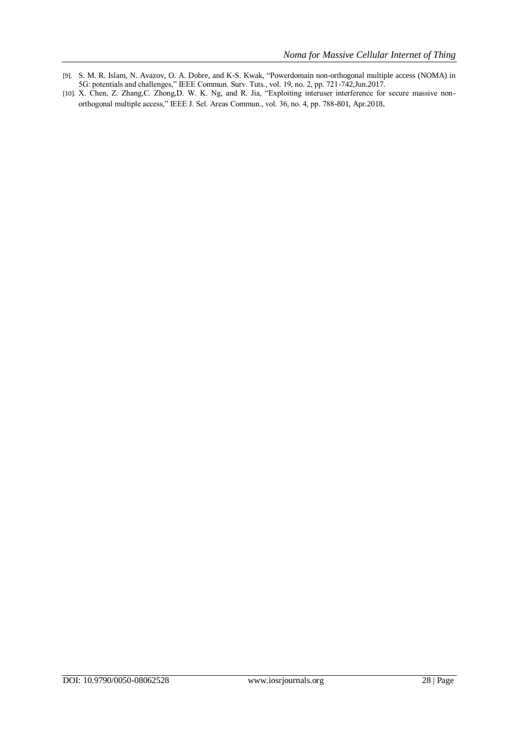[9]. S. M. R. Islam, N. Avazov, O. A. Dobre, and K-S. Kwak, "Powerdomain non-orthogonal multiple access (NOMA) in 5G: potentials and challenges," IEEE Commun. Surv. Tuts., vol. 19, no. 2, pp. 721-742,Jun.2017.

[10]. X. Chen, Z. Zhang,C. Zhong,D. W. K. Ng, and R. Jia, "Exploiting interuser interference for secure massive non-orthogonal multiple access," IEEE J. Sel. Areas Commun., vol. 36, no. 4, pp. 788-801, Apr.2018.